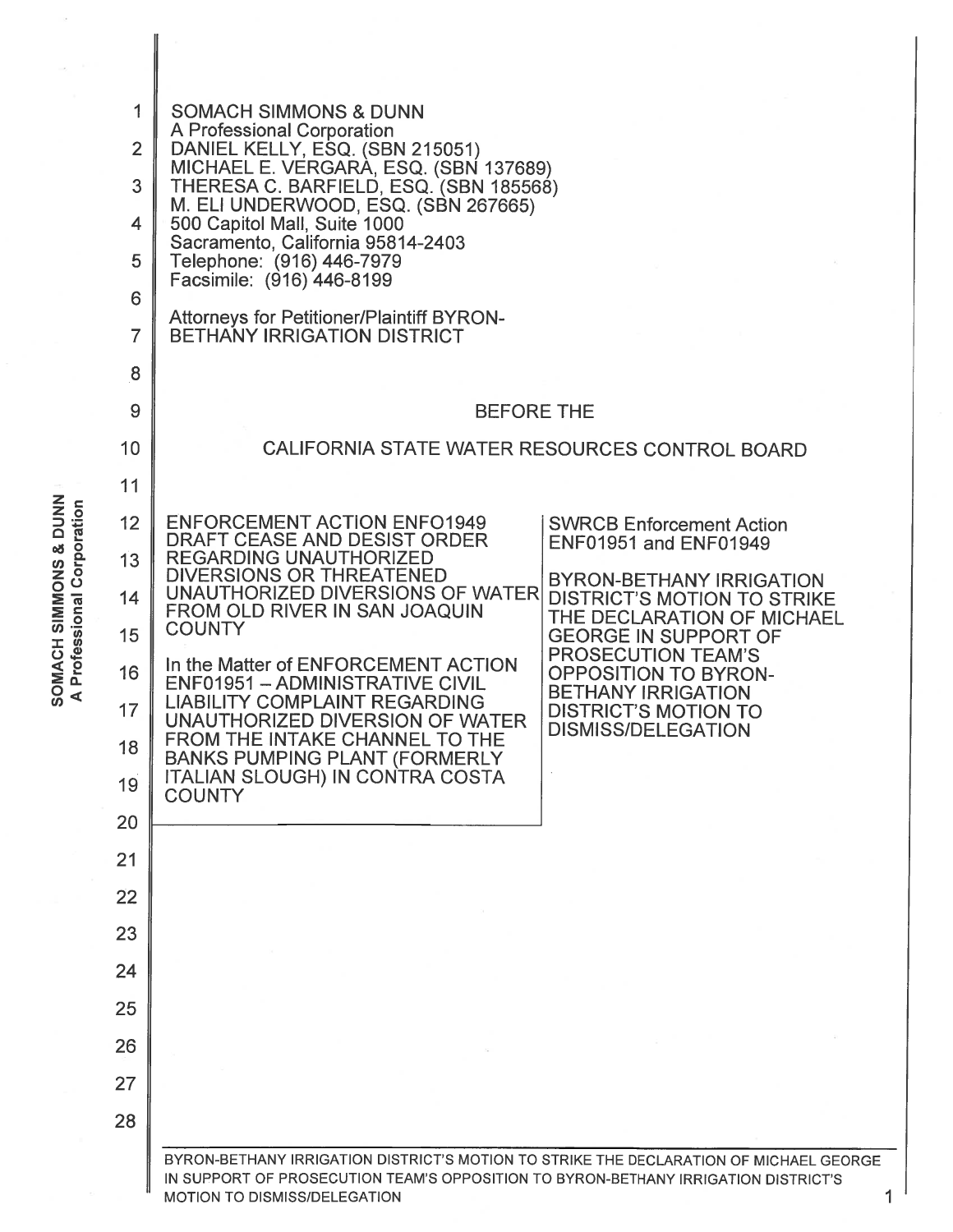SOMACH SIMMONS & DUNN
A Professional Corporation
DANIEL KELLY, ESQ. (SBN 215051)
MICHAEL E. VERGARA, ESQ. (SBN 137689)
THERESA C. BARFIELD, ESQ. (SBN 185568)
M. ELI UNDERWOOD, ESQ. (SBN 267665)
500 Capitol Mall, Suite 1000
Sacramento, California 95814-2403
Telephone: (916) 446-7979
Facsimile: (916) 446-8199

Attorneys for Petitioner/Plaintiff BYRON-BETHANY IRRIGATION DISTRICT

BEFORE THE

CALIFORNIA STATE WATER RESOURCES CONTROL BOARD

| | |
|---|---|
| ENFORCEMENT ACTION ENFO1949 DRAFT CEASE AND DESIST ORDER REGARDING UNAUTHORIZED DIVERSIONS OR THREATENED UNAUTHORIZED DIVERSIONS OF WATER FROM OLD RIVER IN SAN JOAQUIN COUNTY<br><br>In the Matter of ENFORCEMENT ACTION ENF01951 – ADMINISTRATIVE CIVIL LIABILITY COMPLAINT REGARDING UNAUTHORIZED DIVERSION OF WATER FROM THE INTAKE CHANNEL TO THE BANKS PUMPING PLANT (FORMERLY ITALIAN SLOUGH) IN CONTRA COSTA COUNTY | SWRCB Enforcement Action ENF01951 and ENF01949<br><br>BYRON-BETHANY IRRIGATION DISTRICT'S MOTION TO STRIKE THE DECLARATION OF MICHAEL GEORGE IN SUPPORT OF PROSECUTION TEAM'S OPPOSITION TO BYRON-BETHANY IRRIGATION DISTRICT'S MOTION TO DISMISS/DELEGATION |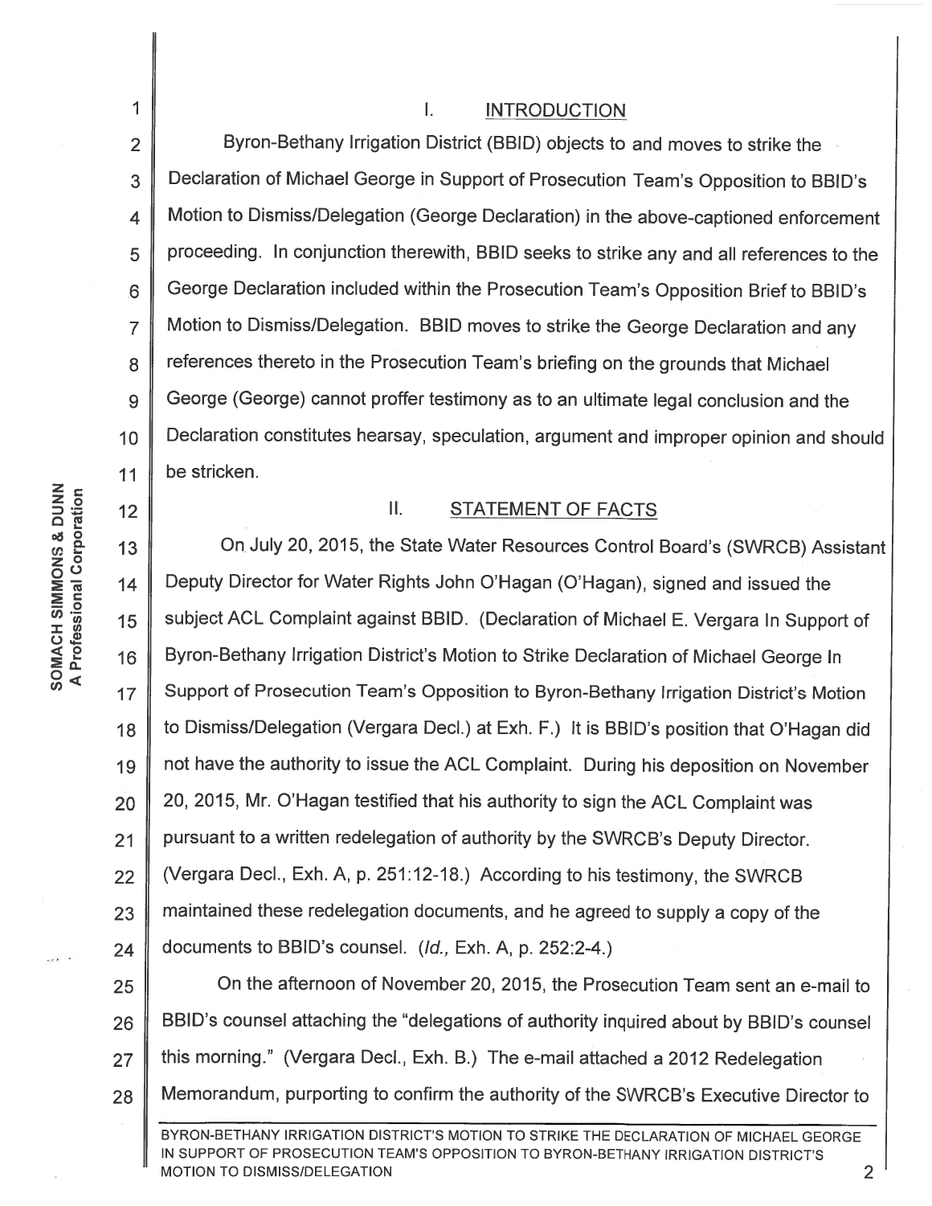## I. INTRODUCTION

Byron-Bethany Irrigation District (BBID) objects to and moves to strike the Declaration of Michael George in Support of Prosecution Team's Opposition to BBID's Motion to Dismiss/Delegation (George Declaration) in the above-captioned enforcement proceeding. In conjunction therewith, BBID seeks to strike any and all references to the George Declaration included within the Prosecution Team's Opposition Brief to BBID's Motion to Dismiss/Delegation. BBID moves to strike the George Declaration and any references thereto in the Prosecution Team's briefing on the grounds that Michael George (George) cannot proffer testimony as to an ultimate legal conclusion and the Declaration constitutes hearsay, speculation, argument and improper opinion and should be stricken.

## II. STATEMENT OF FACTS

On July 20, 2015, the State Water Resources Control Board's (SWRCB) Assistant Deputy Director for Water Rights John O'Hagan (O'Hagan), signed and issued the subject ACL Complaint against BBID. (Declaration of Michael E. Vergara In Support of Byron-Bethany Irrigation District's Motion to Strike Declaration of Michael George In Support of Prosecution Team's Opposition to Byron-Bethany Irrigation District's Motion to Dismiss/Delegation (Vergara Decl.) at Exh. F.) It is BBID's position that O'Hagan did not have the authority to issue the ACL Complaint. During his deposition on November 20, 2015, Mr. O'Hagan testified that his authority to sign the ACL Complaint was pursuant to a written redelegation of authority by the SWRCB's Deputy Director. (Vergara Decl., Exh. A, p. 251:12-18.) According to his testimony, the SWRCB maintained these redelegation documents, and he agreed to supply a copy of the documents to BBID's counsel. (*Id.*, Exh. A, p. 252:2-4.)

On the afternoon of November 20, 2015, the Prosecution Team sent an e-mail to BBID's counsel attaching the "delegations of authority inquired about by BBID's counsel this morning." (Vergara Decl., Exh. B.) The e-mail attached a 2012 Redelegation Memorandum, purporting to confirm the authority of the SWRCB's Executive Director to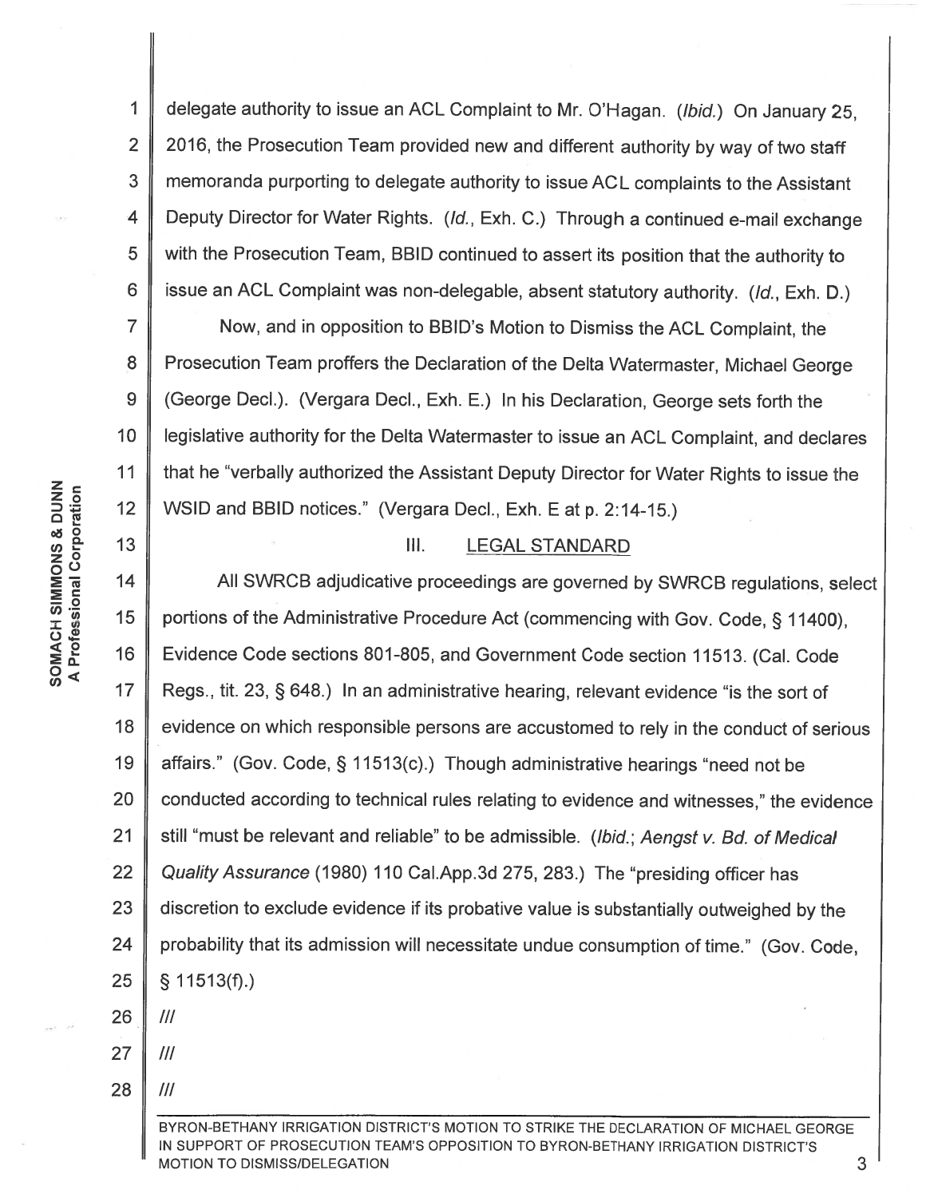delegate authority to issue an ACL Complaint to Mr. O'Hagan. (*Ibid.*) On January 25, 2016, the Prosecution Team provided new and different authority by way of two staff memoranda purporting to delegate authority to issue ACL complaints to the Assistant Deputy Director for Water Rights. (*Id.*, Exh. C.) Through a continued e-mail exchange with the Prosecution Team, BBID continued to assert its position that the authority to issue an ACL Complaint was non-delegable, absent statutory authority. (*Id.*, Exh. D.)

Now, and in opposition to BBID's Motion to Dismiss the ACL Complaint, the Prosecution Team proffers the Declaration of the Delta Watermaster, Michael George (George Decl.). (Vergara Decl., Exh. E.) In his Declaration, George sets forth the legislative authority for the Delta Watermaster to issue an ACL Complaint, and declares that he "verbally authorized the Assistant Deputy Director for Water Rights to issue the WSID and BBID notices." (Vergara Decl., Exh. E at p. 2:14-15.)

## III. LEGAL STANDARD

All SWRCB adjudicative proceedings are governed by SWRCB regulations, select portions of the Administrative Procedure Act (commencing with Gov. Code, § 11400), Evidence Code sections 801-805, and Government Code section 11513. (Cal. Code Regs., tit. 23, § 648.) In an administrative hearing, relevant evidence "is the sort of evidence on which responsible persons are accustomed to rely in the conduct of serious affairs." (Gov. Code, § 11513(c).) Though administrative hearings "need not be conducted according to technical rules relating to evidence and witnesses," the evidence still "must be relevant and reliable" to be admissible. (*Ibid.*; *Aengst v. Bd. of Medical Quality Assurance* (1980) 110 Cal.App.3d 275, 283.) The "presiding officer has discretion to exclude evidence if its probative value is substantially outweighed by the probability that its admission will necessitate undue consumption of time." (Gov. Code, § 11513(f).)

///

///

///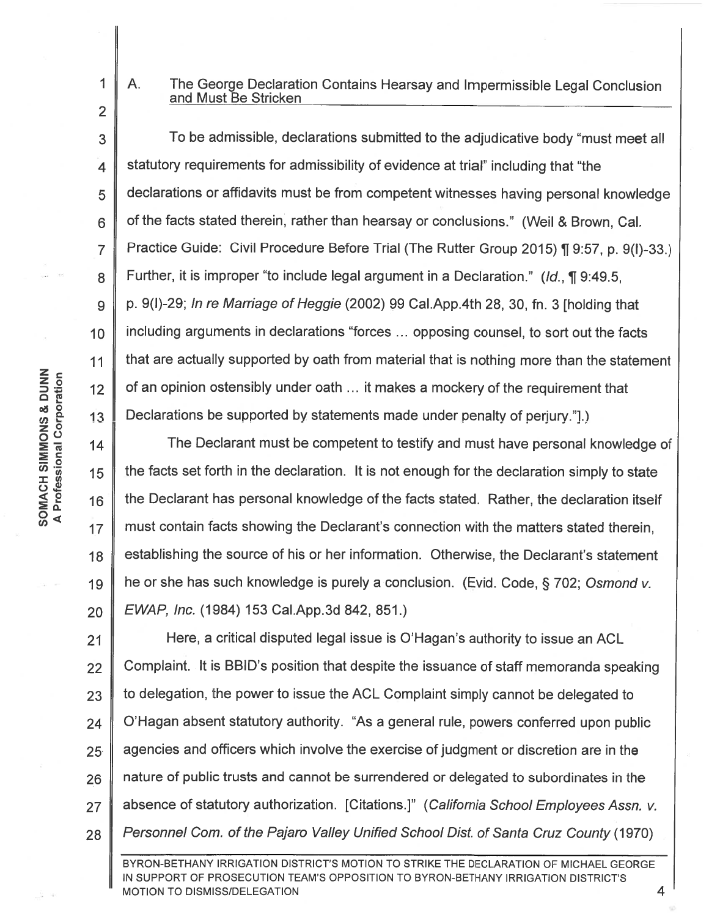### A. The George Declaration Contains Hearsay and Impermissible Legal Conclusion and Must Be Stricken

To be admissible, declarations submitted to the adjudicative body "must meet all statutory requirements for admissibility of evidence at trial" including that "the declarations or affidavits must be from competent witnesses having personal knowledge of the facts stated therein, rather than hearsay or conclusions." (Weil & Brown, Cal. Practice Guide: Civil Procedure Before Trial (The Rutter Group 2015) ¶ 9:57, p. 9(I)-33.) Further, it is improper "to include legal argument in a Declaration." (*Id.*, ¶ 9:49.5, p. 9(I)-29; *In re Marriage of Heggie* (2002) 99 Cal.App.4th 28, 30, fn. 3 [holding that including arguments in declarations "forces ... opposing counsel, to sort out the facts that are actually supported by oath from material that is nothing more than the statement of an opinion ostensibly under oath ... it makes a mockery of the requirement that Declarations be supported by statements made under penalty of perjury."].)

The Declarant must be competent to testify and must have personal knowledge of the facts set forth in the declaration. It is not enough for the declaration simply to state the Declarant has personal knowledge of the facts stated. Rather, the declaration itself must contain facts showing the Declarant's connection with the matters stated therein, establishing the source of his or her information. Otherwise, the Declarant's statement he or she has such knowledge is purely a conclusion. (Evid. Code, § 702; *Osmond v. EWAP, Inc.* (1984) 153 Cal.App.3d 842, 851.)

Here, a critical disputed legal issue is O'Hagan's authority to issue an ACL Complaint. It is BBID's position that despite the issuance of staff memoranda speaking to delegation, the power to issue the ACL Complaint simply cannot be delegated to O'Hagan absent statutory authority. "As a general rule, powers conferred upon public agencies and officers which involve the exercise of judgment or discretion are in the nature of public trusts and cannot be surrendered or delegated to subordinates in the absence of statutory authorization. [Citations.]" (*California School Employees Assn. v. Personnel Com. of the Pajaro Valley Unified School Dist. of Santa Cruz County* (1970)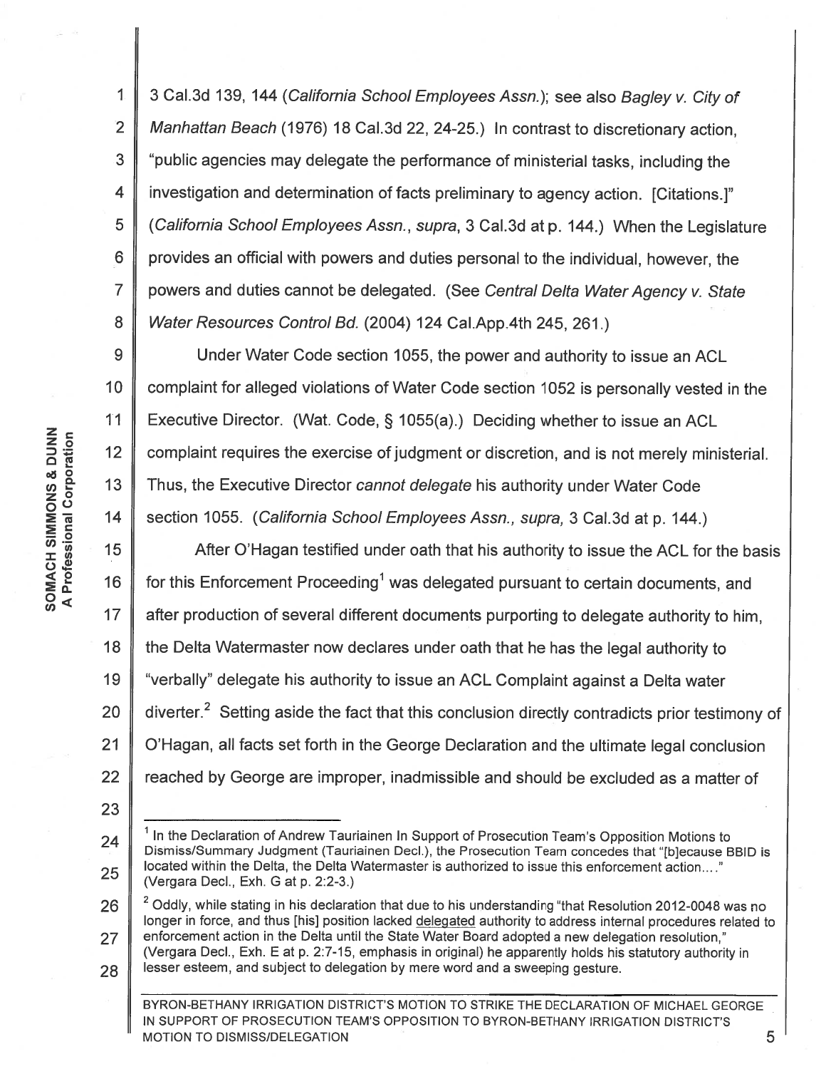3 Cal.3d 139, 144 (*California School Employees Assn.*); see also *Bagley v. City of Manhattan Beach* (1976) 18 Cal.3d 22, 24-25.) In contrast to discretionary action, "public agencies may delegate the performance of ministerial tasks, including the investigation and determination of facts preliminary to agency action. [Citations.]" (*California School Employees Assn., supra*, 3 Cal.3d at p. 144.) When the Legislature provides an official with powers and duties personal to the individual, however, the powers and duties cannot be delegated. (See *Central Delta Water Agency v. State Water Resources Control Bd.* (2004) 124 Cal.App.4th 245, 261.)

Under Water Code section 1055, the power and authority to issue an ACL complaint for alleged violations of Water Code section 1052 is personally vested in the Executive Director. (Wat. Code, § 1055(a).) Deciding whether to issue an ACL complaint requires the exercise of judgment or discretion, and is not merely ministerial. Thus, the Executive Director *cannot delegate* his authority under Water Code section 1055. (*California School Employees Assn., supra,* 3 Cal.3d at p. 144.)

After O'Hagan testified under oath that his authority to issue the ACL for the basis for this Enforcement Proceeding[1] was delegated pursuant to certain documents, and after production of several different documents purporting to delegate authority to him, the Delta Watermaster now declares under oath that he has the legal authority to "verbally" delegate his authority to issue an ACL Complaint against a Delta water diverter.[2] Setting aside the fact that this conclusion directly contradicts prior testimony of O'Hagan, all facts set forth in the George Declaration and the ultimate legal conclusion reached by George are improper, inadmissible and should be excluded as a matter of

---

[1] In the Declaration of Andrew Tauriainen In Support of Prosecution Team's Opposition Motions to Dismiss/Summary Judgment (Tauriainen Decl.), the Prosecution Team concedes that "[b]ecause BBID is located within the Delta, the Delta Watermaster is authorized to issue this enforcement action…." (Vergara Decl., Exh. G at p. 2:2-3.)

[2] Oddly, while stating in his declaration that due to his understanding "that Resolution 2012-0048 was no longer in force, and thus [his] position lacked <u>delegated</u> authority to address internal procedures related to enforcement action in the Delta until the State Water Board adopted a new delegation resolution," (Vergara Decl., Exh. E at p. 2:7-15, emphasis in original) he apparently holds his statutory authority in lesser esteem, and subject to delegation by mere word and a sweeping gesture.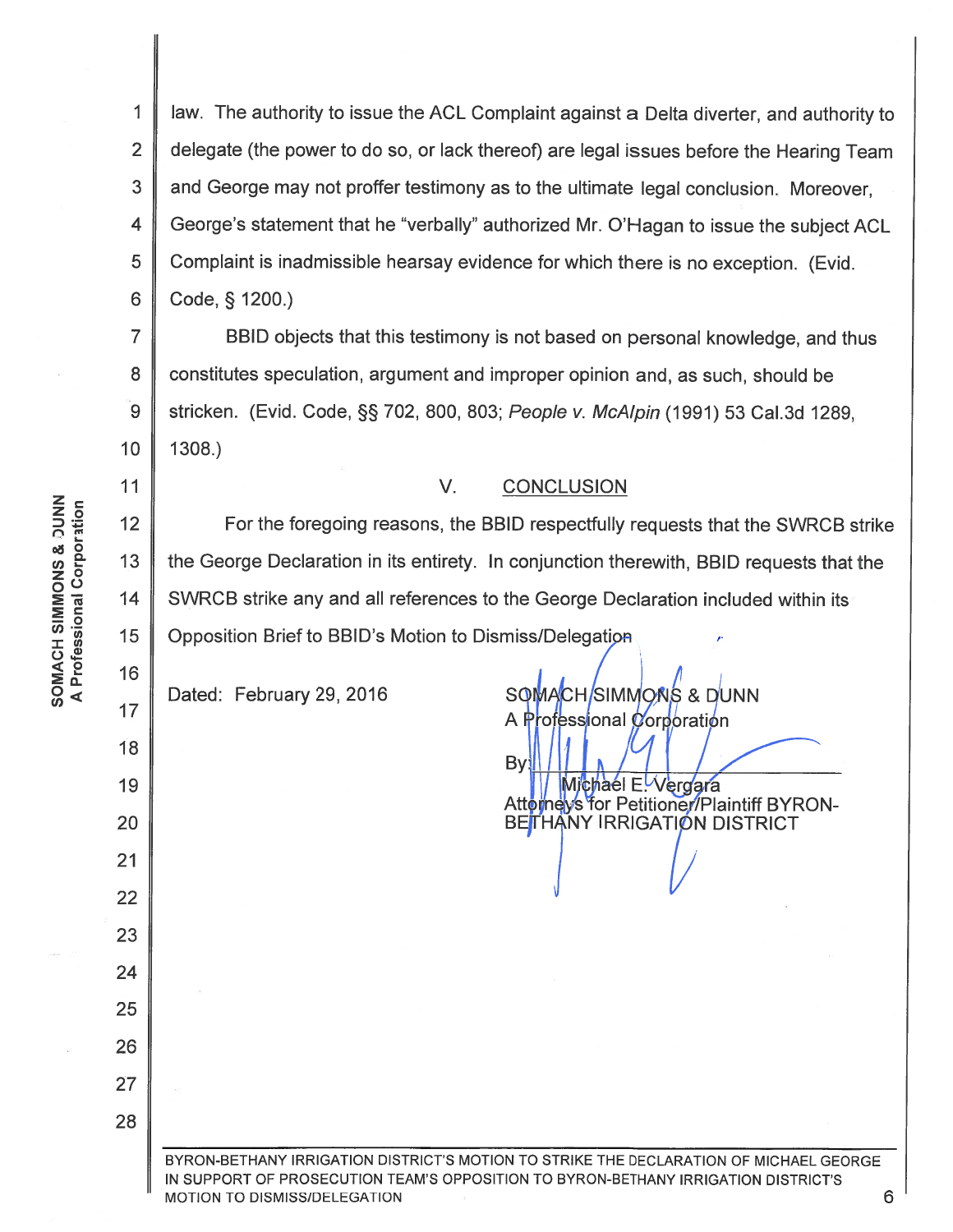law. The authority to issue the ACL Complaint against a Delta diverter, and authority to delegate (the power to do so, or lack thereof) are legal issues before the Hearing Team and George may not proffer testimony as to the ultimate legal conclusion. Moreover, George's statement that he "verbally" authorized Mr. O'Hagan to issue the subject ACL Complaint is inadmissible hearsay evidence for which there is no exception. (Evid. Code, § 1200.)

BBID objects that this testimony is not based on personal knowledge, and thus constitutes speculation, argument and improper opinion and, as such, should be stricken. (Evid. Code, §§ 702, 800, 803; *People v. McAlpin* (1991) 53 Cal.3d 1289, 1308.)

## V. CONCLUSION

For the foregoing reasons, the BBID respectfully requests that the SWRCB strike the George Declaration in its entirety. In conjunction therewith, BBID requests that the SWRCB strike any and all references to the George Declaration included within its Opposition Brief to BBID's Motion to Dismiss/Delegation.

Dated: February 29, 2016

SOMACH SIMMONS & DUNN
A Professional Corporation

By: ______________________
Michael E. Vergara
Attorneys for Petitioner/Plaintiff BYRON-BETHANY IRRIGATION DISTRICT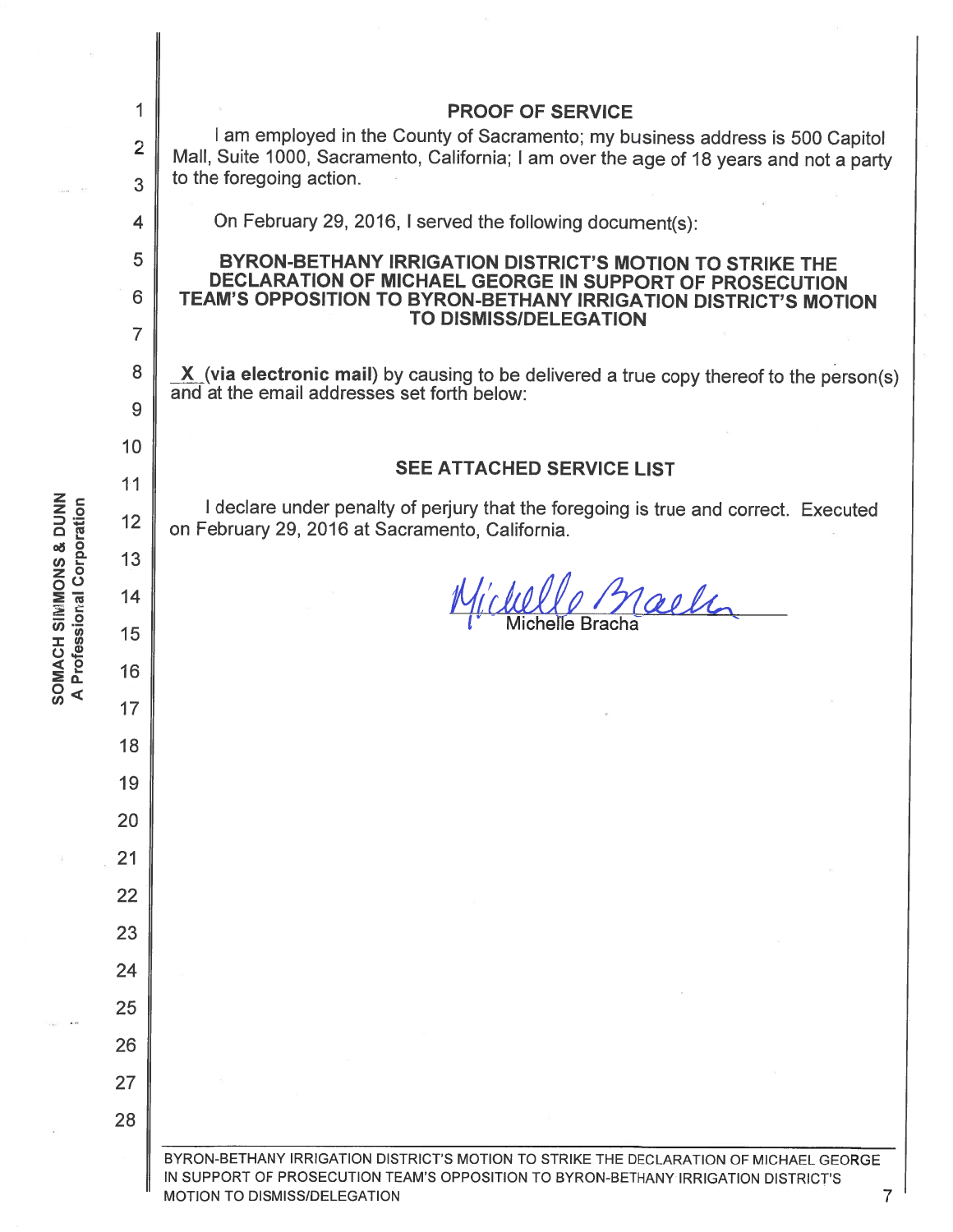# PROOF OF SERVICE

I am employed in the County of Sacramento; my business address is 500 Capitol Mall, Suite 1000, Sacramento, California; I am over the age of 18 years and not a party to the foregoing action.

On February 29, 2016, I served the following document(s):

**BYRON-BETHANY IRRIGATION DISTRICT'S MOTION TO STRIKE THE DECLARATION OF MICHAEL GEORGE IN SUPPORT OF PROSECUTION TEAM'S OPPOSITION TO BYRON-BETHANY IRRIGATION DISTRICT'S MOTION TO DISMISS/DELEGATION**

**X** (**via electronic mail**) by causing to be delivered a true copy thereof to the person(s) and at the email addresses set forth below:

**SEE ATTACHED SERVICE LIST**

I declare under penalty of perjury that the foregoing is true and correct. Executed on February 29, 2016 at Sacramento, California.

Michelle Bracha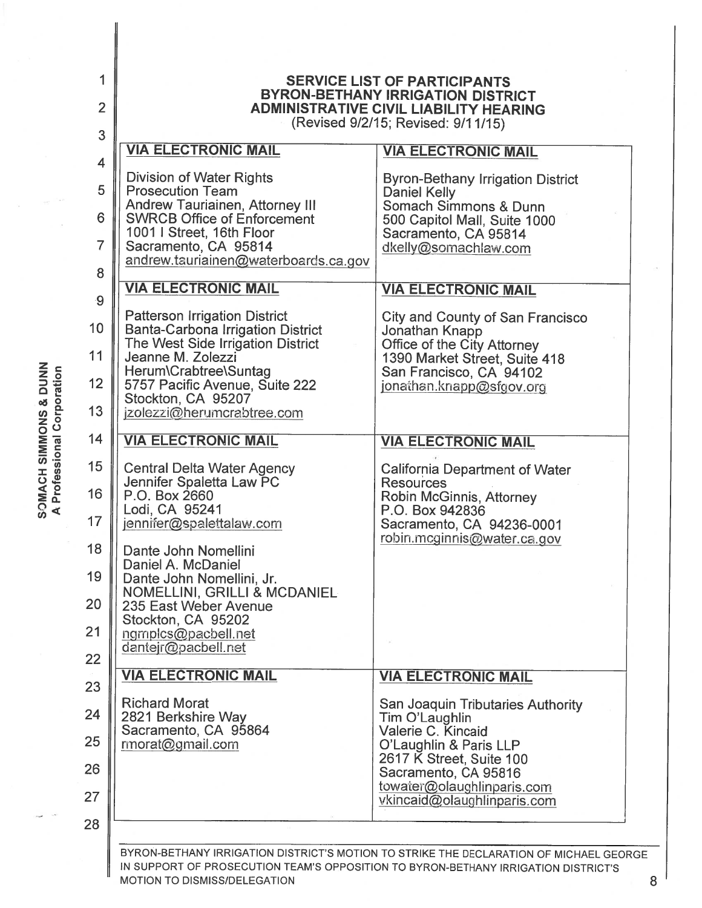**SERVICE LIST OF PARTICIPANTS**
**BYRON-BETHANY IRRIGATION DISTRICT**
**ADMINISTRATIVE CIVIL LIABILITY HEARING**
(Revised 9/2/15; Revised: 9/11/15)

| **VIA ELECTRONIC MAIL** | **VIA ELECTRONIC MAIL** |
|---|---|
| Division of Water Rights<br>Prosecution Team<br>Andrew Tauriainen, Attorney III<br>SWRCB Office of Enforcement<br>1001 I Street, 16th Floor<br>Sacramento, CA 95814<br>andrew.tauriainen@waterboards.ca.gov | Byron-Bethany Irrigation District<br>Daniel Kelly<br>Somach Simmons & Dunn<br>500 Capitol Mall, Suite 1000<br>Sacramento, CA 95814<br>dkelly@somachlaw.com |
| **VIA ELECTRONIC MAIL** | **VIA ELECTRONIC MAIL** |
| Patterson Irrigation District<br>Banta-Carbona Irrigation District<br>The West Side Irrigation District<br>Jeanne M. Zolezzi<br>Herum\Crabtree\Suntag<br>5757 Pacific Avenue, Suite 222<br>Stockton, CA 95207<br>jzolezzi@herumcrabtree.com | City and County of San Francisco<br>Jonathan Knapp<br>Office of the City Attorney<br>1390 Market Street, Suite 418<br>San Francisco, CA 94102<br>jonathan.knapp@sfgov.org |
| **VIA ELECTRONIC MAIL** | **VIA ELECTRONIC MAIL** |
| Central Delta Water Agency<br>Jennifer Spaletta Law PC<br>P.O. Box 2660<br>Lodi, CA 95241<br>jennifer@spalettalaw.com<br><br>Dante John Nomellini<br>Daniel A. McDaniel<br>Dante John Nomellini, Jr.<br>NOMELLINI, GRILLI & MCDANIEL<br>235 East Weber Avenue<br>Stockton, CA 95202<br>ngmplcs@pacbell.net<br>dantejr@pacbell.net | California Department of Water Resources<br>Robin McGinnis, Attorney<br>P.O. Box 942836<br>Sacramento, CA 94236-0001<br>robin.mcginnis@water.ca.gov |
| **VIA ELECTRONIC MAIL** | **VIA ELECTRONIC MAIL** |
| Richard Morat<br>2821 Berkshire Way<br>Sacramento, CA 95864<br>rmorat@gmail.com | San Joaquin Tributaries Authority<br>Tim O'Laughlin<br>Valerie C. Kincaid<br>O'Laughlin & Paris LLP<br>2617 K Street, Suite 100<br>Sacramento, CA 95816<br>towater@olaughlinparis.com<br>vkincaid@olaughlinparis.com |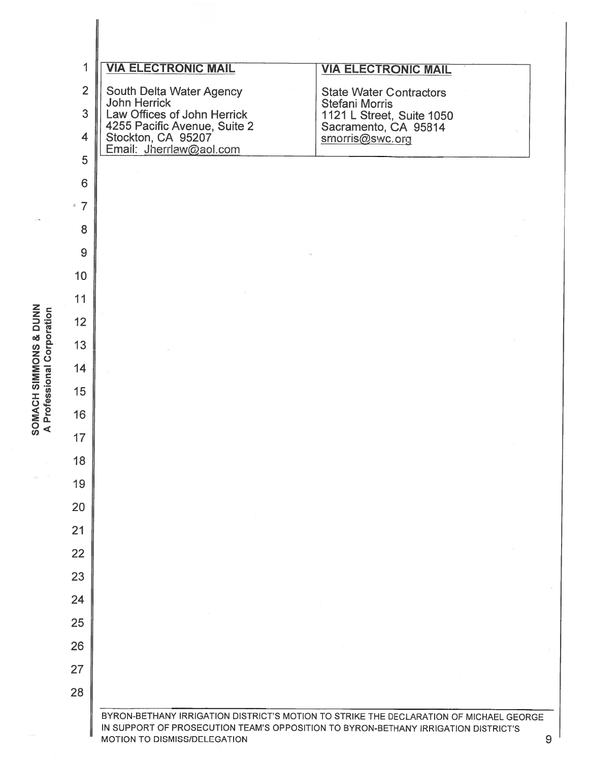| **VIA ELECTRONIC MAIL** | **VIA ELECTRONIC MAIL** |
| --- | --- |
| South Delta Water Agency<br>John Herrick<br>Law Offices of John Herrick<br>4255 Pacific Avenue, Suite 2<br>Stockton, CA 95207<br>Email: Jherrlaw@aol.com | State Water Contractors<br>Stefani Morris<br>1121 L Street, Suite 1050<br>Sacramento, CA 95814<br>smorris@swc.org |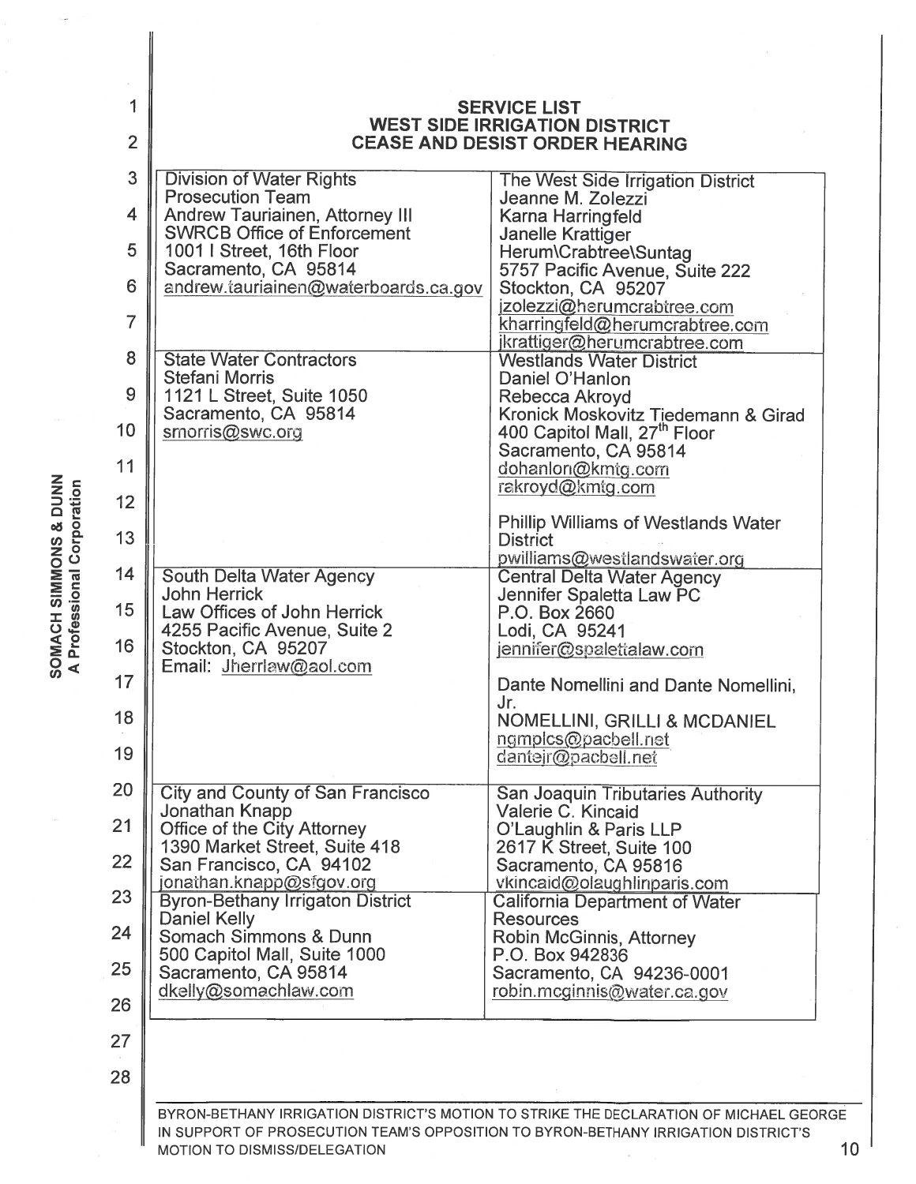**SERVICE LIST**
**WEST SIDE IRRIGATION DISTRICT**
**CEASE AND DESIST ORDER HEARING**

| | |
|---|---|
| Division of Water Rights<br>Prosecution Team<br>Andrew Tauriainen, Attorney III<br>SWRCB Office of Enforcement<br>1001 I Street, 16th Floor<br>Sacramento, CA 95814<br>andrew.tauriainen@waterboards.ca.gov | The West Side Irrigation District<br>Jeanne M. Zolezzi<br>Karna Harringfeld<br>Janelle Krattiger<br>Herum\Crabtree\Suntag<br>5757 Pacific Avenue, Suite 222<br>Stockton, CA 95207<br>jzolezzi@herumcrabtree.com<br>kharringfeld@herumcrabtree.com<br>jkrattiger@herumcrabtree.com |
| State Water Contractors<br>Stefani Morris<br>1121 L Street, Suite 1050<br>Sacramento, CA 95814<br>smorris@swc.org | Westlands Water District<br>Daniel O'Hanlon<br>Rebecca Akroyd<br>Kronick Moskovitz Tiedemann & Girad<br>400 Capitol Mall, 27th Floor<br>Sacramento, CA 95814<br>dohanlon@kmtg.com<br>rakroyd@kmtg.com<br><br>Phillip Williams of Westlands Water District<br>pwilliams@westlandswater.org |
| South Delta Water Agency<br>John Herrick<br>Law Offices of John Herrick<br>4255 Pacific Avenue, Suite 2<br>Stockton, CA 95207<br>Email: Jherrlaw@aol.com | Central Delta Water Agency<br>Jennifer Spaletta Law PC<br>P.O. Box 2660<br>Lodi, CA 95241<br>jennifer@spalettalaw.com<br><br>Dante Nomellini and Dante Nomellini, Jr.<br>NOMELLINI, GRILLI & MCDANIEL<br>ngmplcs@pacbell.net<br>dantejr@pacbell.net |
| City and County of San Francisco<br>Jonathan Knapp<br>Office of the City Attorney<br>1390 Market Street, Suite 418<br>San Francisco, CA 94102<br>jonathan.knapp@sfgov.org | San Joaquin Tributaries Authority<br>Valerie C. Kincaid<br>O'Laughlin & Paris LLP<br>2617 K Street, Suite 100<br>Sacramento, CA 95816<br>vkincaid@olaughlinparis.com |
| Byron-Bethany Irrigaton District<br>Daniel Kelly<br>Somach Simmons & Dunn<br>500 Capitol Mall, Suite 1000<br>Sacramento, CA 95814<br>dkelly@somachlaw.com | California Department of Water Resources<br>Robin McGinnis, Attorney<br>P.O. Box 942836<br>Sacramento, CA 94236-0001<br>robin.mcginnis@water.ca.gov |